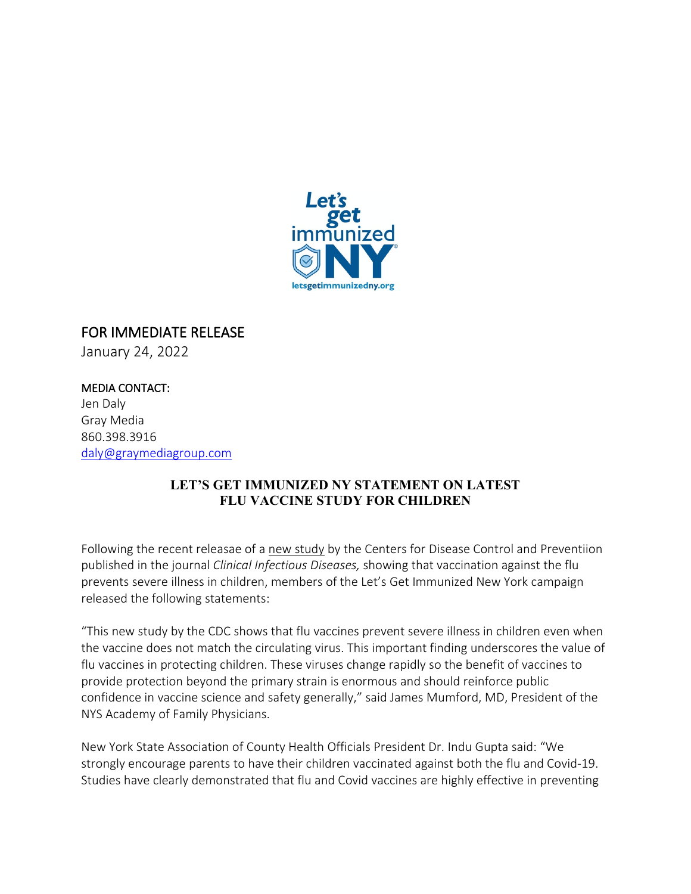FOR IMMEDIATE RELEASE
January 24, 2022

MEDIA CONTACT:
Jen Daly
Gray Media
860.398.3916
daly@graymediagroup.com

**LET'S GET IMMUNIZED NY STATEMENT ON LATEST FLU VACCINE STUDY FOR CHILDREN**

Following the recent releasae of a new study by the Centers for Disease Control and Preventiion published in the journal *Clinical Infectious Diseases,* showing that vaccination against the flu prevents severe illness in children, members of the Let's Get Immunized New York campaign released the following statements:

"This new study by the CDC shows that flu vaccines prevent severe illness in children even when the vaccine does not match the circulating virus. This important finding underscores the value of flu vaccines in protecting children. These viruses change rapidly so the benefit of vaccines to provide protection beyond the primary strain is enormous and should reinforce public confidence in vaccine science and safety generally," said James Mumford, MD, President of the NYS Academy of Family Physicians.

New York State Association of County Health Officials President Dr. Indu Gupta said: "We strongly encourage parents to have their children vaccinated against both the flu and Covid-19. Studies have clearly demonstrated that flu and Covid vaccines are highly effective in preventing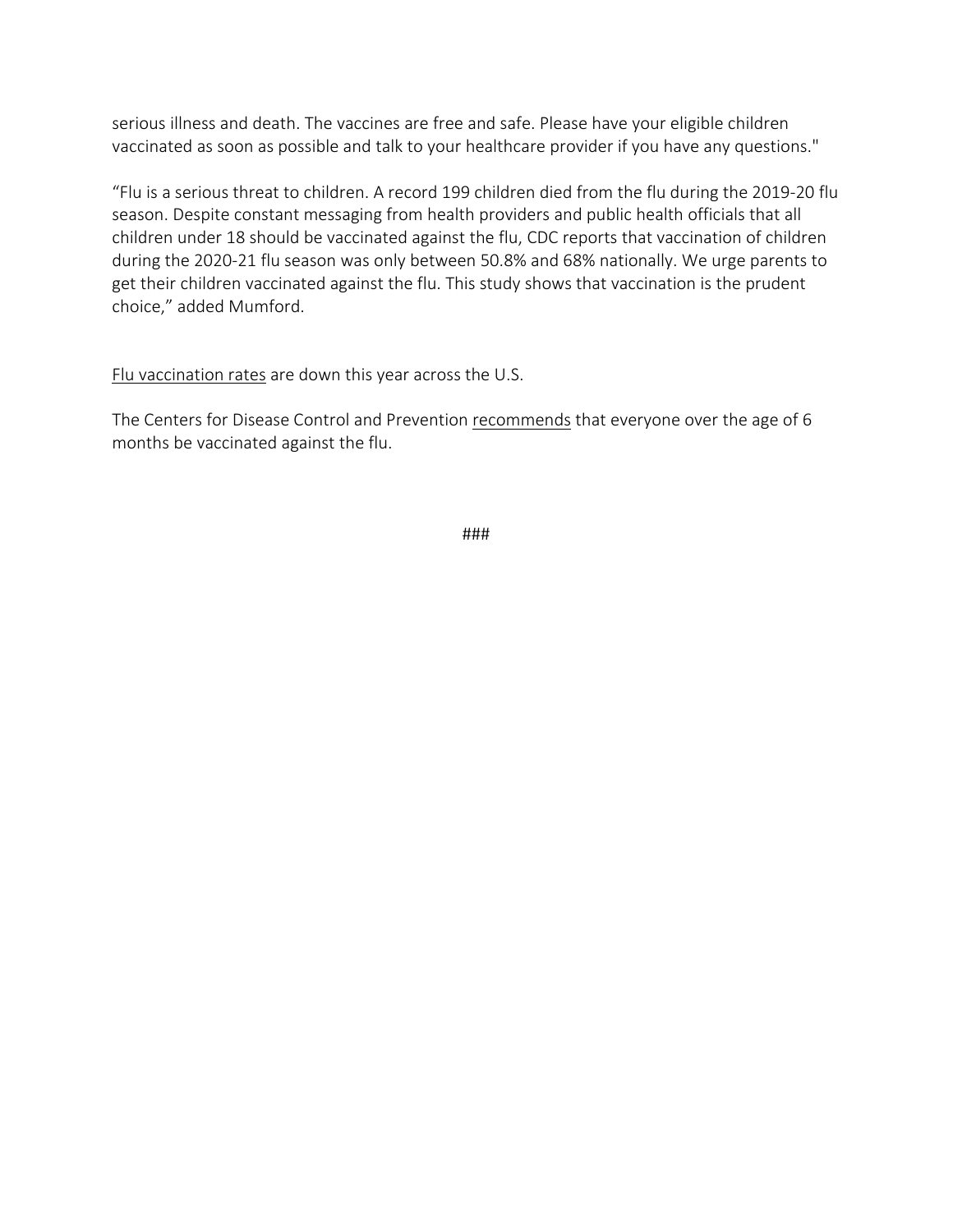serious illness and death. The vaccines are free and safe. Please have your eligible children vaccinated as soon as possible and talk to your healthcare provider if you have any questions."

"Flu is a serious threat to children. A record 199 children died from the flu during the 2019-20 flu season. Despite constant messaging from health providers and public health officials that all children under 18 should be vaccinated against the flu, CDC reports that vaccination of children during the 2020-21 flu season was only between 50.8% and 68% nationally. We urge parents to get their children vaccinated against the flu. This study shows that vaccination is the prudent choice," added Mumford.

Flu vaccination rates are down this year across the U.S.

The Centers for Disease Control and Prevention recommends that everyone over the age of 6 months be vaccinated against the flu.

###